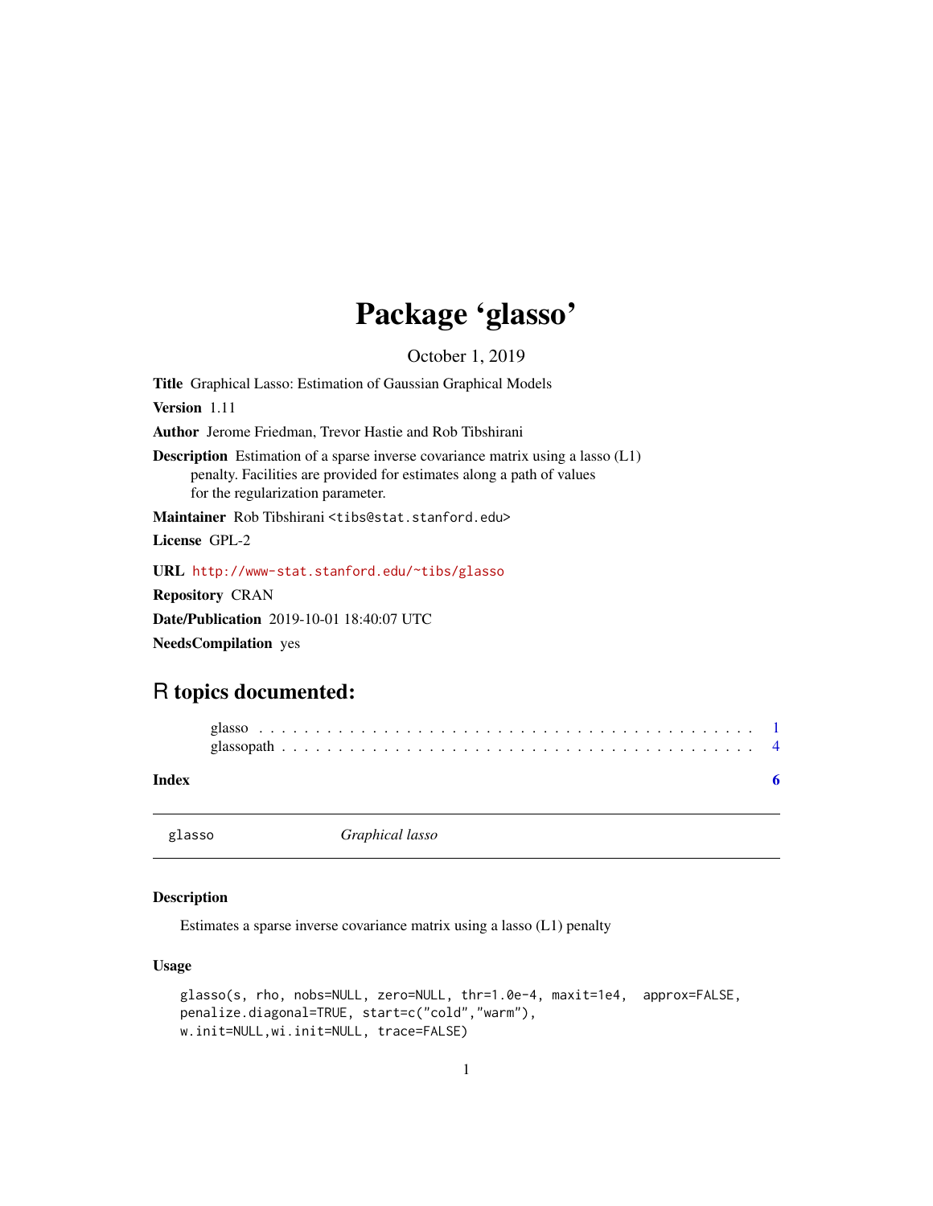# Package 'glasso'

October 1, 2019

**Title** Graphical Lasso: Estimation of Gaussian Graphical Models

**Version** 1.11

**Author** Jerome Friedman, Trevor Hastie and Rob Tibshirani

**Description** Estimation of a sparse inverse covariance matrix using a lasso (L1) penalty. Facilities are provided for estimates along a path of values for the regularization parameter.

**Maintainer** Rob Tibshirani <tibs@stat.stanford.edu>

**License** GPL-2

**URL** http://www-stat.stanford.edu/~tibs/glasso

**Repository** CRAN

**Date/Publication** 2019-10-01 18:40:07 UTC

**NeedsCompilation** yes

## R topics documented:

glasso . . . . . . . . . . . . . . . . . . . . . . . . . . . . . . . . . . . . . . . . . . 1
glassopath . . . . . . . . . . . . . . . . . . . . . . . . . . . . . . . . . . . . . . . 4

**Index** **6**

---

`glasso` *Graphical lasso*

---

### Description

Estimates a sparse inverse covariance matrix using a lasso (L1) penalty

### Usage

```
glasso(s, rho, nobs=NULL, zero=NULL, thr=1.0e-4, maxit=1e4,  approx=FALSE,
penalize.diagonal=TRUE, start=c("cold","warm"),
w.init=NULL,wi.init=NULL, trace=FALSE)
```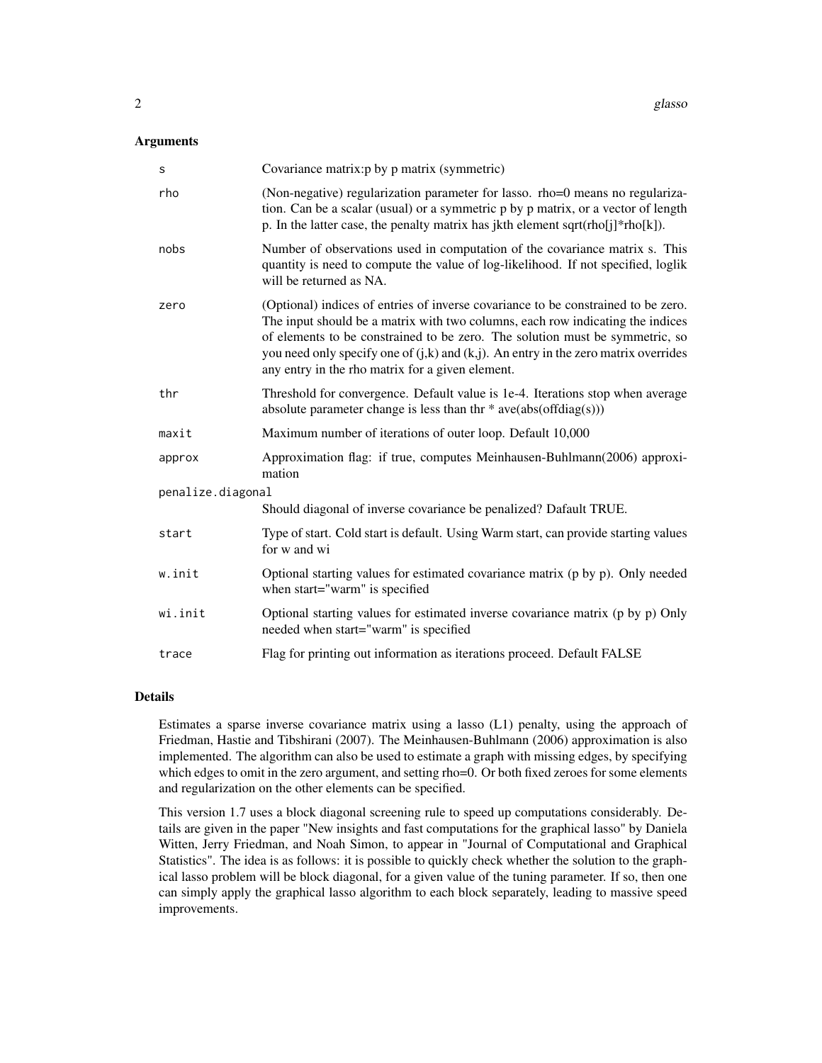## Arguments

| | |
|---|---|
| `s` | Covariance matrix:p by p matrix (symmetric) |
| `rho` | (Non-negative) regularization parameter for lasso. rho=0 means no regularization. Can be a scalar (usual) or a symmetric p by p matrix, or a vector of length p. In the latter case, the penalty matrix has jkth element sqrt(rho[j]*rho[k]). |
| `nobs` | Number of observations used in computation of the covariance matrix s. This quantity is need to compute the value of log-likelihood. If not specified, loglik will be returned as NA. |
| `zero` | (Optional) indices of entries of inverse covariance to be constrained to be zero. The input should be a matrix with two columns, each row indicating the indices of elements to be constrained to be zero. The solution must be symmetric, so you need only specify one of (j,k) and (k,j). An entry in the zero matrix overrides any entry in the rho matrix for a given element. |
| `thr` | Threshold for convergence. Default value is 1e-4. Iterations stop when average absolute parameter change is less than thr * ave(abs(offdiag(s))) |
| `maxit` | Maximum number of iterations of outer loop. Default 10,000 |
| `approx` | Approximation flag: if true, computes Meinhausen-Buhlmann(2006) approximation |
| `penalize.diagonal` | Should diagonal of inverse covariance be penalized? Dafault TRUE. |
| `start` | Type of start. Cold start is default. Using Warm start, can provide starting values for w and wi |
| `w.init` | Optional starting values for estimated covariance matrix (p by p). Only needed when start="warm" is specified |
| `wi.init` | Optional starting values for estimated inverse covariance matrix (p by p) Only needed when start="warm" is specified |
| `trace` | Flag for printing out information as iterations proceed. Default FALSE |

## Details

Estimates a sparse inverse covariance matrix using a lasso (L1) penalty, using the approach of Friedman, Hastie and Tibshirani (2007). The Meinhausen-Buhlmann (2006) approximation is also implemented. The algorithm can also be used to estimate a graph with missing edges, by specifying which edges to omit in the zero argument, and setting rho=0. Or both fixed zeroes for some elements and regularization on the other elements can be specified.

This version 1.7 uses a block diagonal screening rule to speed up computations considerably. Details are given in the paper "New insights and fast computations for the graphical lasso" by Daniela Witten, Jerry Friedman, and Noah Simon, to appear in "Journal of Computational and Graphical Statistics". The idea is as follows: it is possible to quickly check whether the solution to the graphical lasso problem will be block diagonal, for a given value of the tuning parameter. If so, then one can simply apply the graphical lasso algorithm to each block separately, leading to massive speed improvements.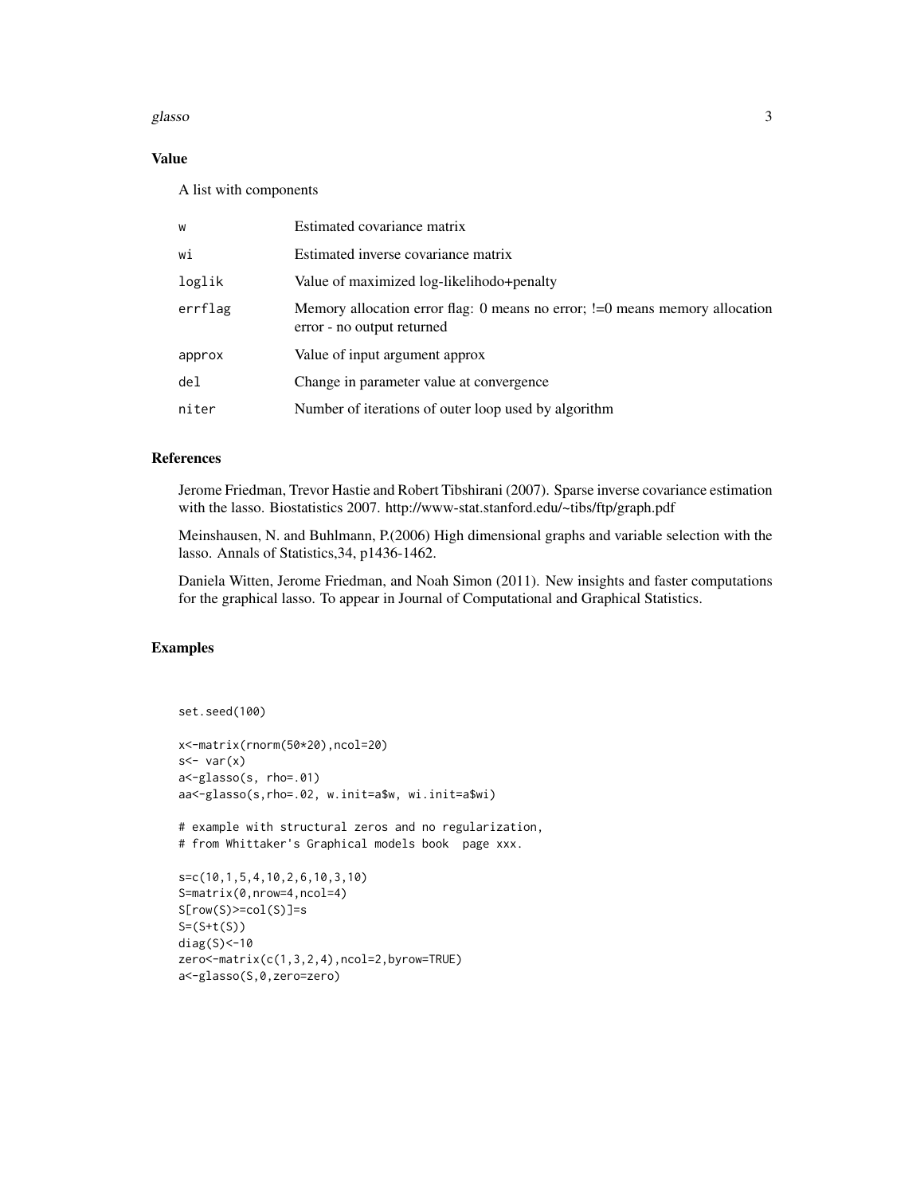### Value

A list with components

| | |
|---|---|
| w | Estimated covariance matrix |
| wi | Estimated inverse covariance matrix |
| loglik | Value of maximized log-likelihodo+penalty |
| errflag | Memory allocation error flag: 0 means no error; !=0 means memory allocation error - no output returned |
| approx | Value of input argument approx |
| del | Change in parameter value at convergence |
| niter | Number of iterations of outer loop used by algorithm |

### References

Jerome Friedman, Trevor Hastie and Robert Tibshirani (2007). Sparse inverse covariance estimation with the lasso. Biostatistics 2007. http://www-stat.stanford.edu/~tibs/ftp/graph.pdf

Meinshausen, N. and Buhlmann, P.(2006) High dimensional graphs and variable selection with the lasso. Annals of Statistics,34, p1436-1462.

Daniela Witten, Jerome Friedman, and Noah Simon (2011). New insights and faster computations for the graphical lasso. To appear in Journal of Computational and Graphical Statistics.

### Examples

```
set.seed(100)

x<-matrix(rnorm(50*20),ncol=20)
s<- var(x)
a<-glasso(s, rho=.01)
aa<-glasso(s,rho=.02, w.init=a$w, wi.init=a$wi)

# example with structural zeros and no regularization,
# from Whittaker's Graphical models book  page xxx.

s=c(10,1,5,4,10,2,6,10,3,10)
S=matrix(0,nrow=4,ncol=4)
S[row(S)>=col(S)]=s
S=(S+t(S))
diag(S)<-10
zero<-matrix(c(1,3,2,4),ncol=2,byrow=TRUE)
a<-glasso(S,0,zero=zero)
```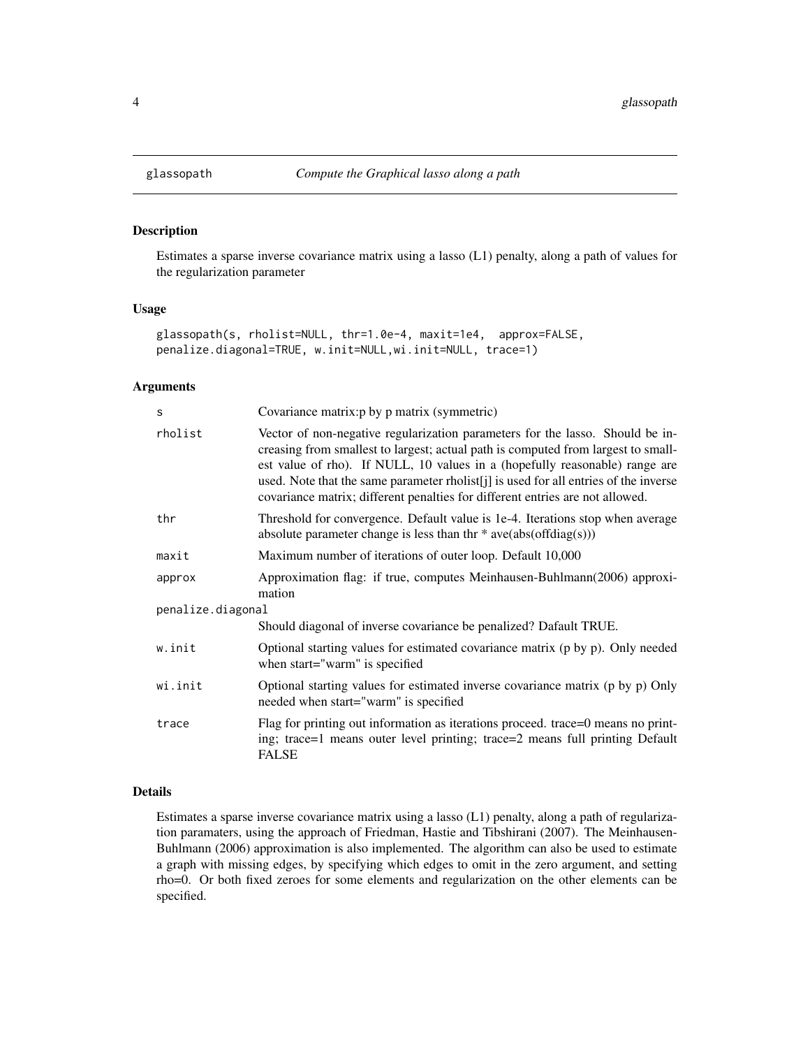# glassopath — *Compute the Graphical lasso along a path*

## Description

Estimates a sparse inverse covariance matrix using a lasso (L1) penalty, along a path of values for the regularization parameter

## Usage

```
glassopath(s, rholist=NULL, thr=1.0e-4, maxit=1e4,  approx=FALSE,
penalize.diagonal=TRUE, w.init=NULL,wi.init=NULL, trace=1)
```

## Arguments

| Argument | Description |
|---|---|
| `s` | Covariance matrix:p by p matrix (symmetric) |
| `rholist` | Vector of non-negative regularization parameters for the lasso. Should be increasing from smallest to largest; actual path is computed from largest to smallest value of rho). If NULL, 10 values in a (hopefully reasonable) range are used. Note that the same parameter rholist[j] is used for all entries of the inverse covariance matrix; different penalties for different entries are not allowed. |
| `thr` | Threshold for convergence. Default value is 1e-4. Iterations stop when average absolute parameter change is less than thr * ave(abs(offdiag(s))) |
| `maxit` | Maximum number of iterations of outer loop. Default 10,000 |
| `approx` | Approximation flag: if true, computes Meinhausen-Buhlmann(2006) approximation |
| `penalize.diagonal` | Should diagonal of inverse covariance be penalized? Dafault TRUE. |
| `w.init` | Optional starting values for estimated covariance matrix (p by p). Only needed when start="warm" is specified |
| `wi.init` | Optional starting values for estimated inverse covariance matrix (p by p) Only needed when start="warm" is specified |
| `trace` | Flag for printing out information as iterations proceed. trace=0 means no printing; trace=1 means outer level printing; trace=2 means full printing Default FALSE |

## Details

Estimates a sparse inverse covariance matrix using a lasso (L1) penalty, along a path of regularization paramaters, using the approach of Friedman, Hastie and Tibshirani (2007). The Meinhausen-Buhlmann (2006) approximation is also implemented. The algorithm can also be used to estimate a graph with missing edges, by specifying which edges to omit in the zero argument, and setting rho=0. Or both fixed zeroes for some elements and regularization on the other elements can be specified.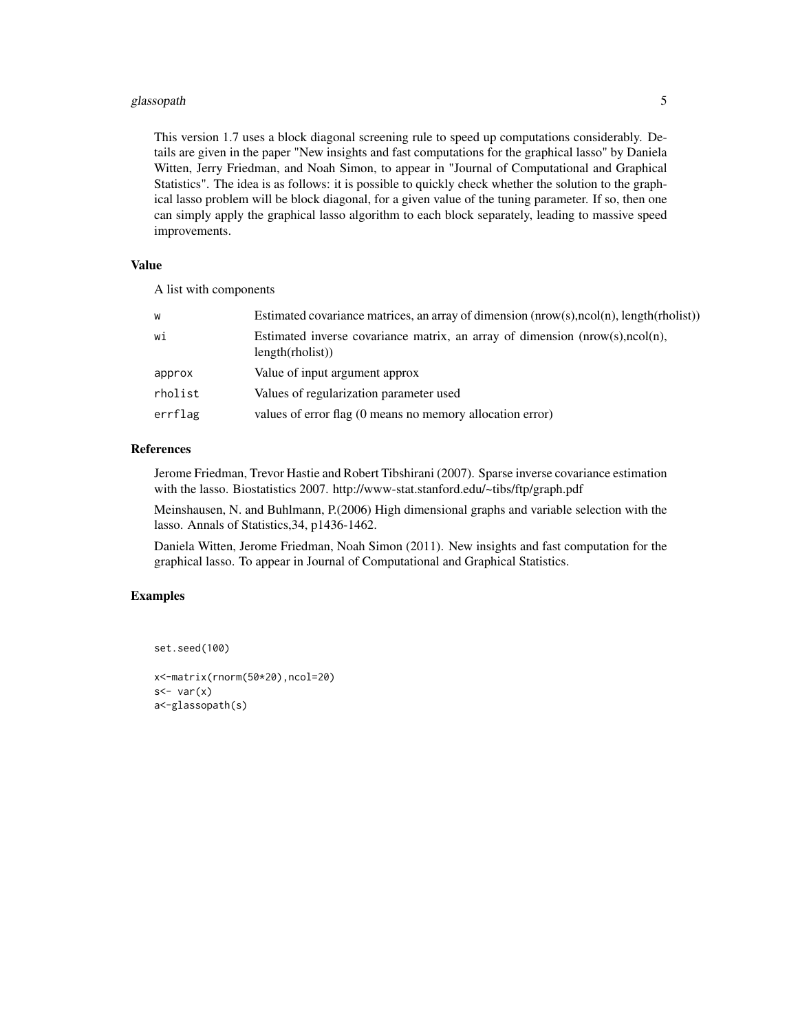This version 1.7 uses a block diagonal screening rule to speed up computations considerably. Details are given in the paper "New insights and fast computations for the graphical lasso" by Daniela Witten, Jerry Friedman, and Noah Simon, to appear in "Journal of Computational and Graphical Statistics". The idea is as follows: it is possible to quickly check whether the solution to the graphical lasso problem will be block diagonal, for a given value of the tuning parameter. If so, then one can simply apply the graphical lasso algorithm to each block separately, leading to massive speed improvements.

### Value

A list with components

| | |
|---|---|
| `w` | Estimated covariance matrices, an array of dimension (nrow(s),ncol(n), length(rholist)) |
| `wi` | Estimated inverse covariance matrix, an array of dimension (nrow(s),ncol(n), length(rholist)) |
| `approx` | Value of input argument approx |
| `rholist` | Values of regularization parameter used |
| `errflag` | values of error flag (0 means no memory allocation error) |

### References

Jerome Friedman, Trevor Hastie and Robert Tibshirani (2007). Sparse inverse covariance estimation with the lasso. Biostatistics 2007. http://www-stat.stanford.edu/~tibs/ftp/graph.pdf

Meinshausen, N. and Buhlmann, P.(2006) High dimensional graphs and variable selection with the lasso. Annals of Statistics,34, p1436-1462.

Daniela Witten, Jerome Friedman, Noah Simon (2011). New insights and fast computation for the graphical lasso. To appear in Journal of Computational and Graphical Statistics.

### Examples

```
set.seed(100)

x<-matrix(rnorm(50*20),ncol=20)
s<- var(x)
a<-glassopath(s)
```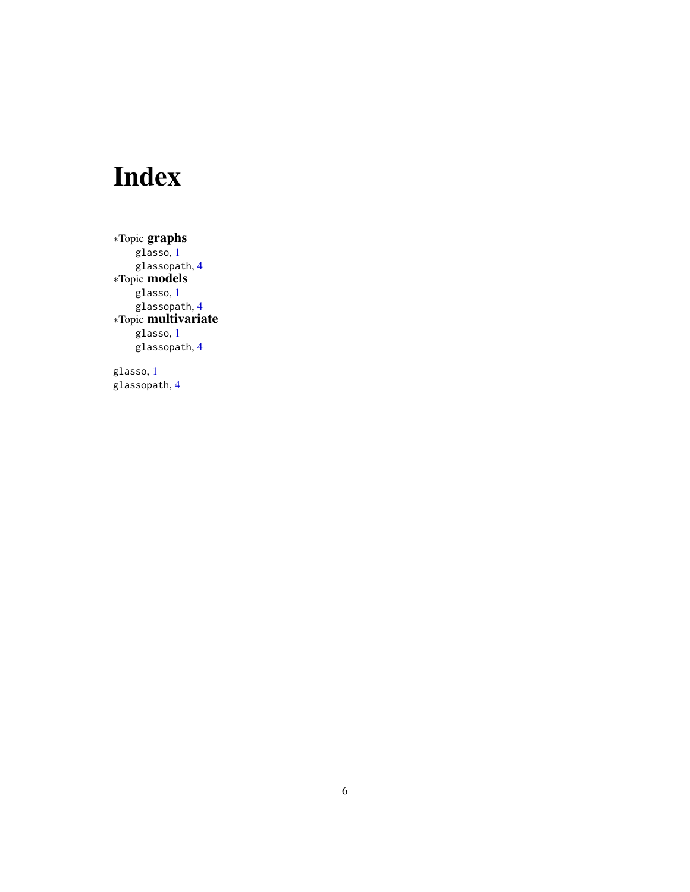# Index

∗Topic **graphs**
  glasso, 1
  glassopath, 4
∗Topic **models**
  glasso, 1
  glassopath, 4
∗Topic **multivariate**
  glasso, 1
  glassopath, 4

glasso, 1
glassopath, 4